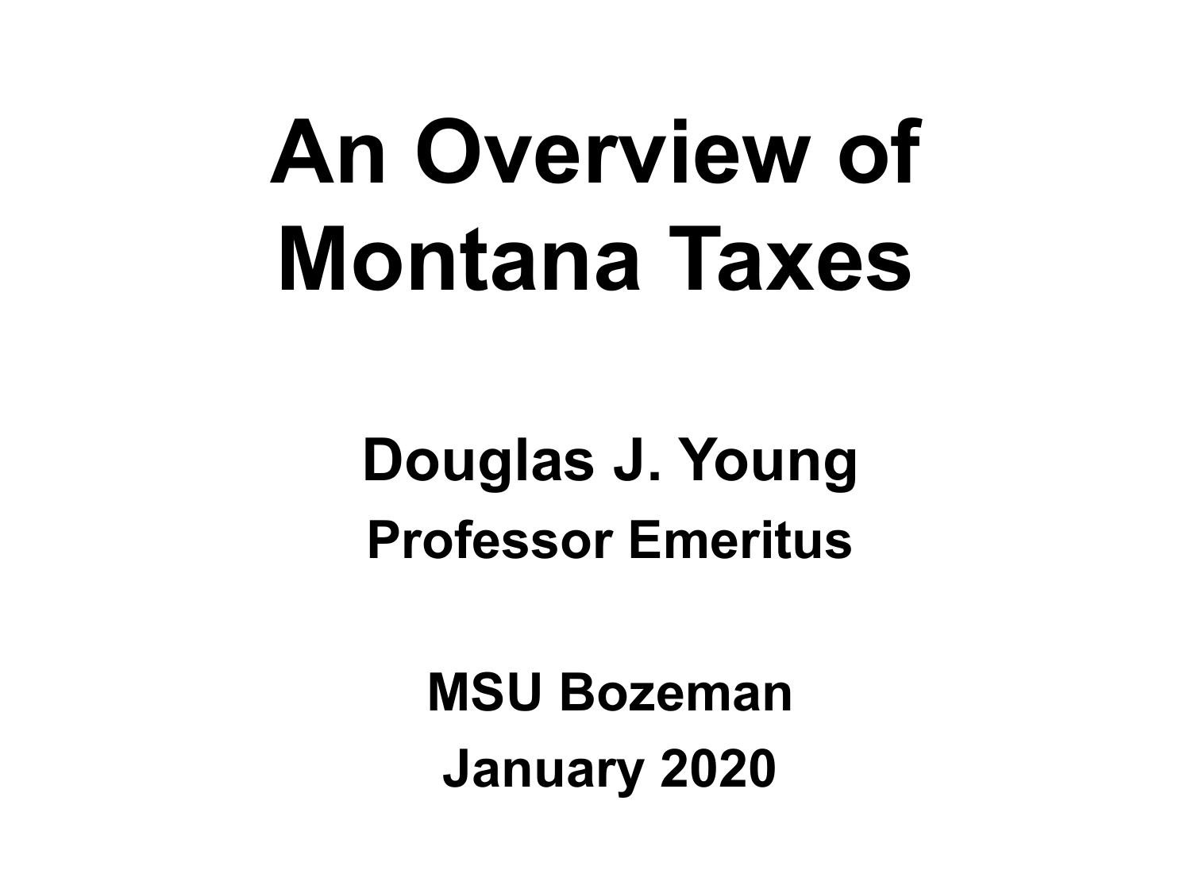# An Overview of Montana Taxes

**Douglas J. Young**

**Professor Emeritus**

**MSU Bozeman**

**January 2020**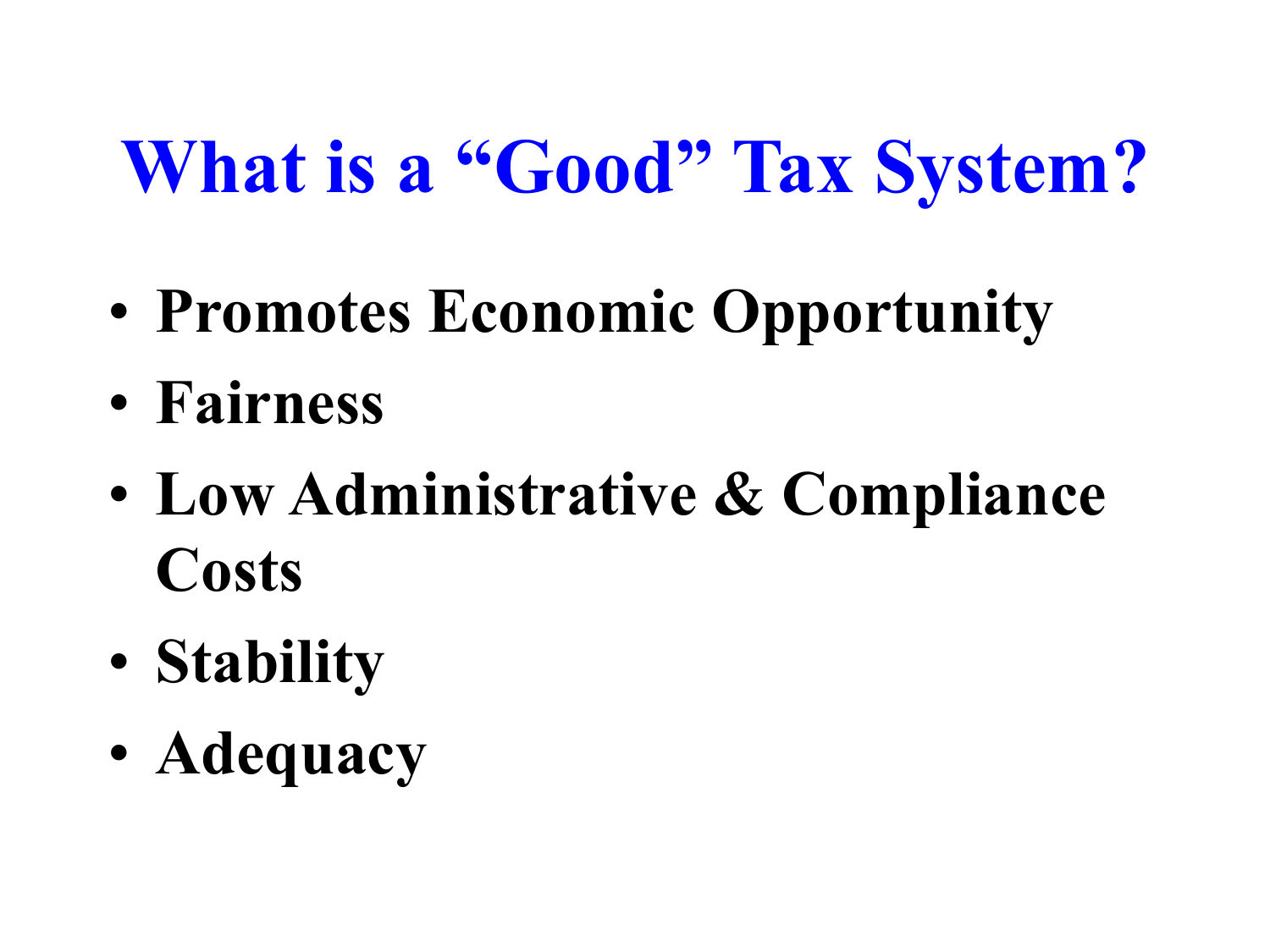# What is a "Good" Tax System?

- Promotes Economic Opportunity
- Fairness
- Low Administrative & Compliance Costs
- Stability
- Adequacy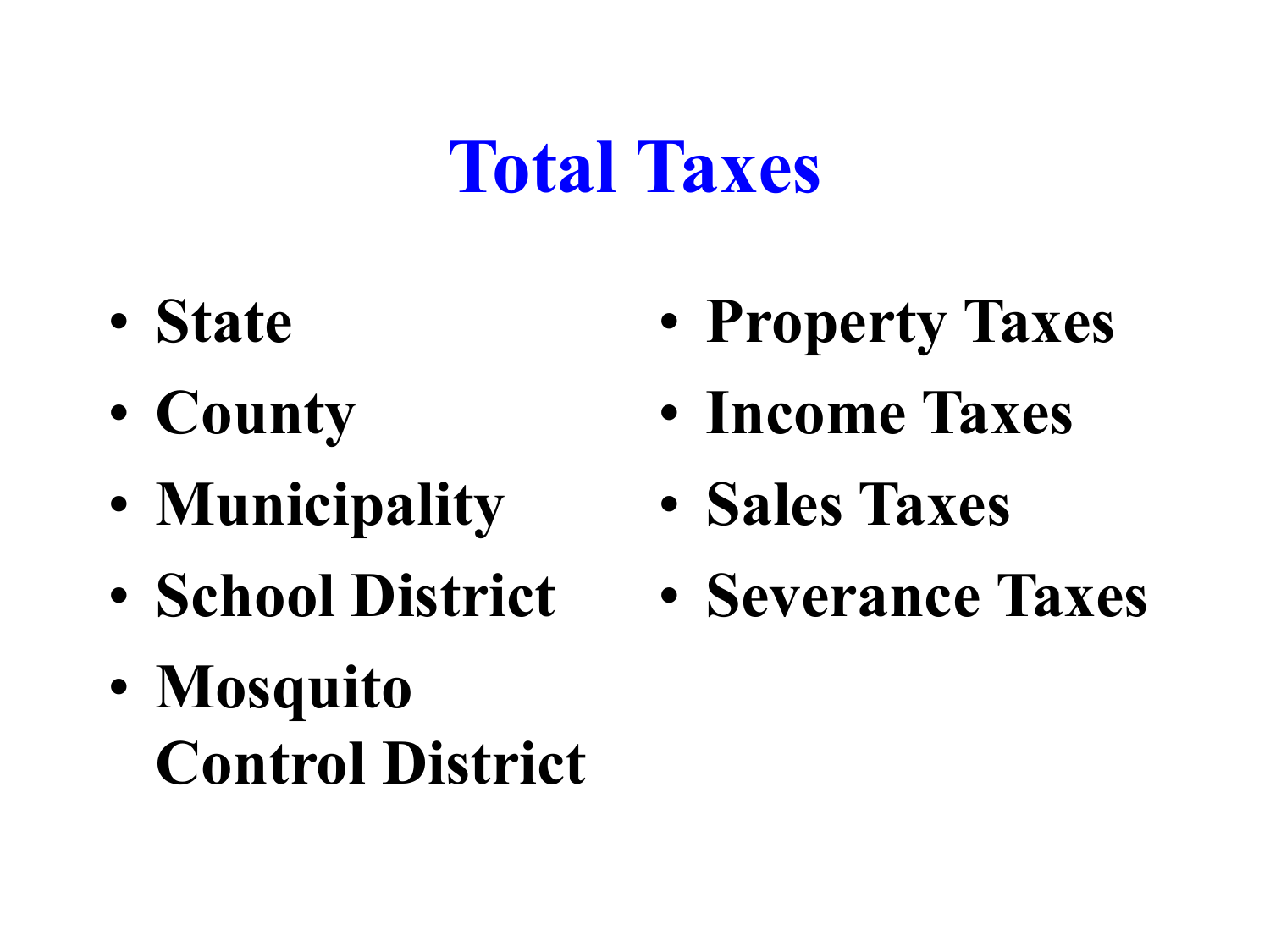# Total Taxes

- State
- County
- Municipality
- School District
- Mosquito Control District

- Property Taxes
- Income Taxes
- Sales Taxes
- Severance Taxes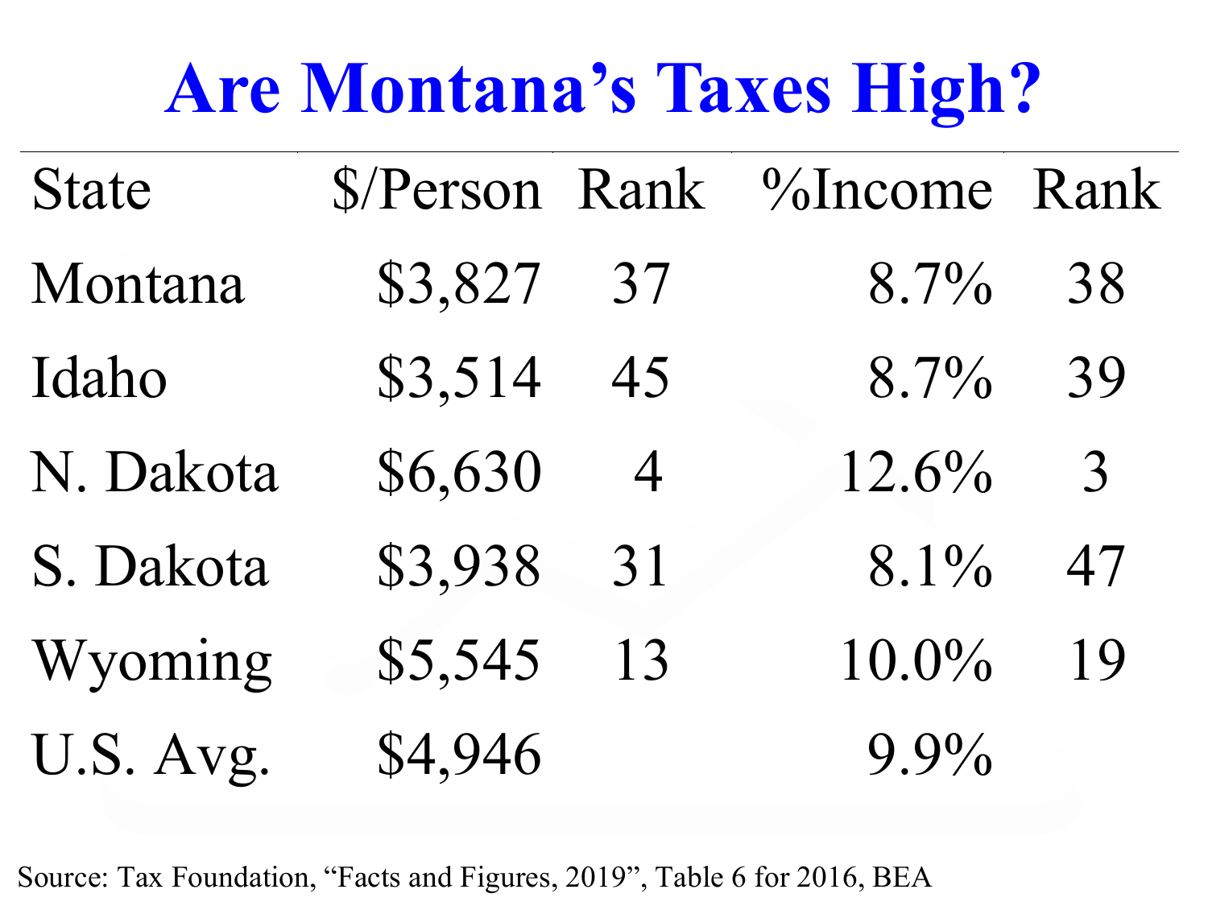# Are Montana's Taxes High?

| State | $/Person | Rank | %Income | Rank |
|---|---|---|---|---|
| Montana | $3,827 | 37 | 8.7% | 38 |
| Idaho | $3,514 | 45 | 8.7% | 39 |
| N. Dakota | $6,630 | 4 | 12.6% | 3 |
| S. Dakota | $3,938 | 31 | 8.1% | 47 |
| Wyoming | $5,545 | 13 | 10.0% | 19 |
| U.S. Avg. | $4,946 | | 9.9% | |

Source: Tax Foundation, "Facts and Figures, 2019", Table 6 for 2016, BEA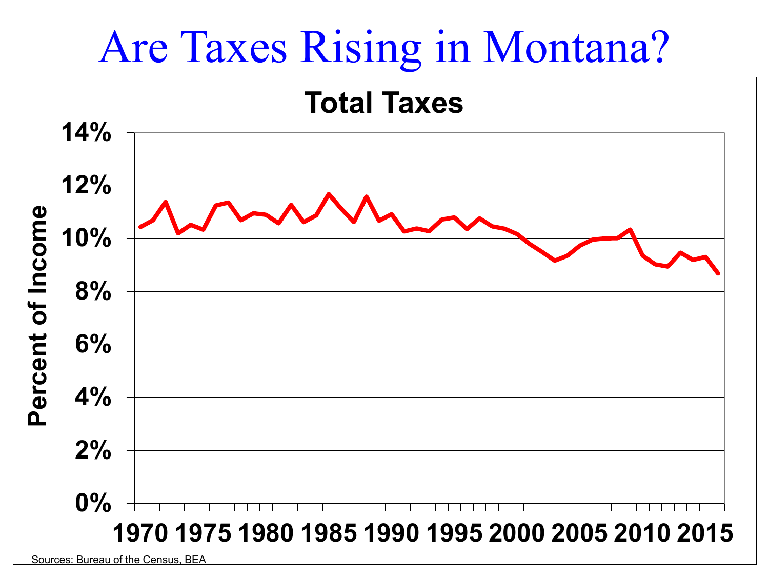# Are Taxes Rising in Montana?

**Total Taxes**

Percent of Income

14%
12%
10%
8%
6%
4%
2%
0%

1970 1975 1980 1985 1990 1995 2000 2005 2010 2015

Sources: Bureau of the Census, BEA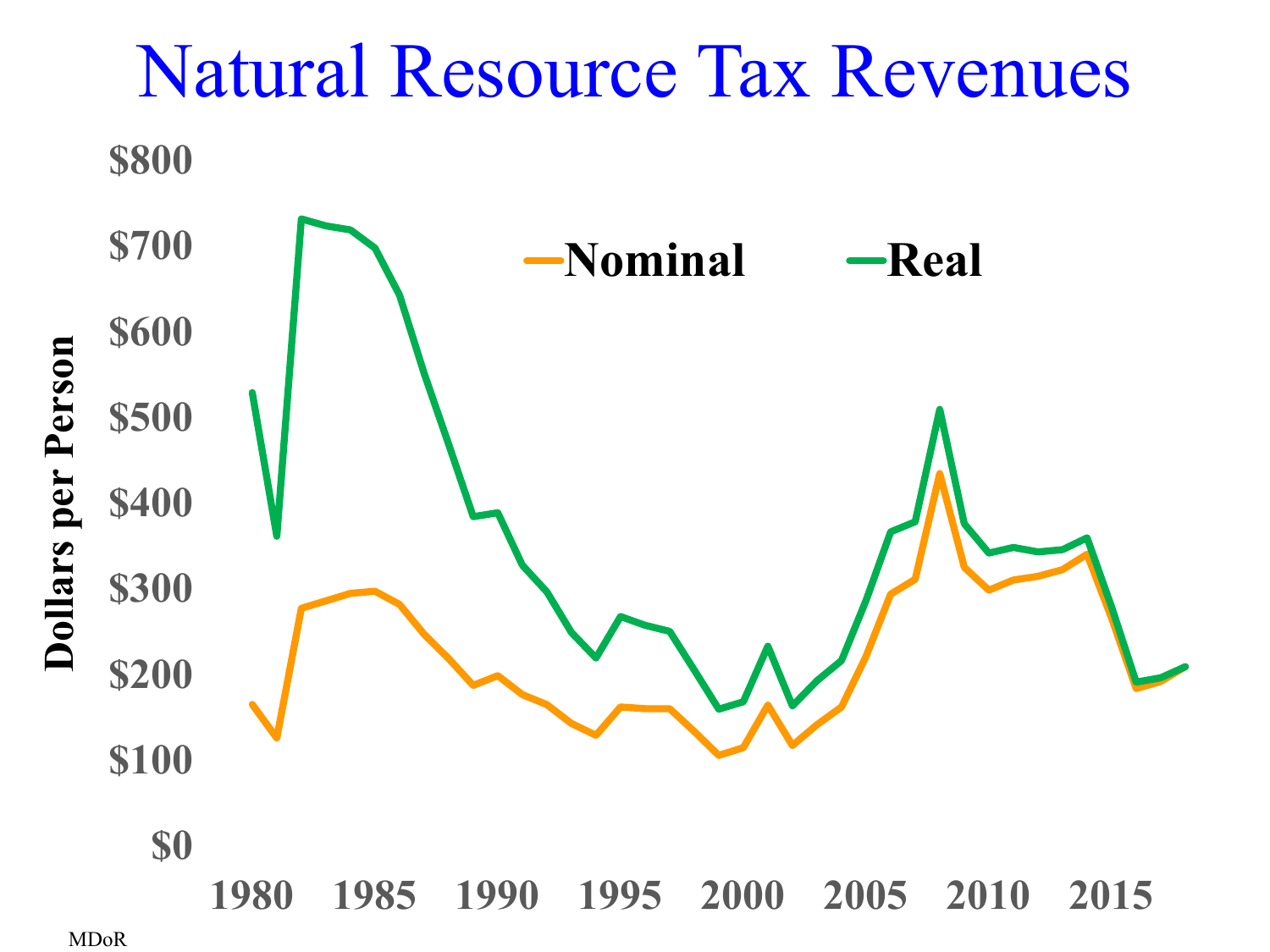# Natural Resource Tax Revenues

Nominal Real

Dollars per Person

$800
$700
$600
$500
$400
$300
$200
$100
$0

1980 1985 1990 1995 2000 2005 2010 2015

MDoR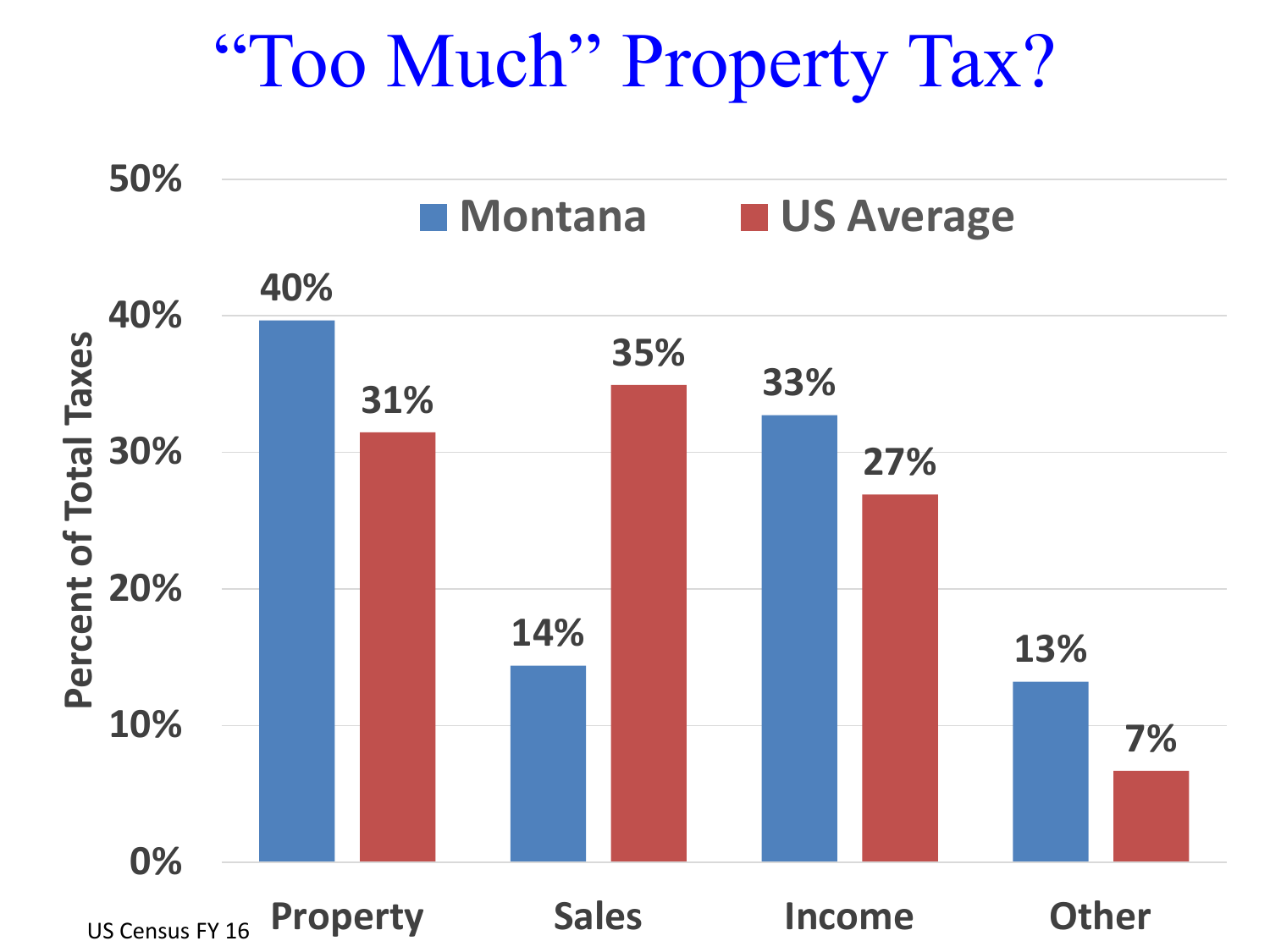# "Too Much" Property Tax?

| | Montana | US Average |
|---|---|---|
| Property | 40% | 31% |
| Sales | 14% | 35% |
| Income | 33% | 27% |
| Other | 13% | 7% |

Percent of Total Taxes

US Census FY 16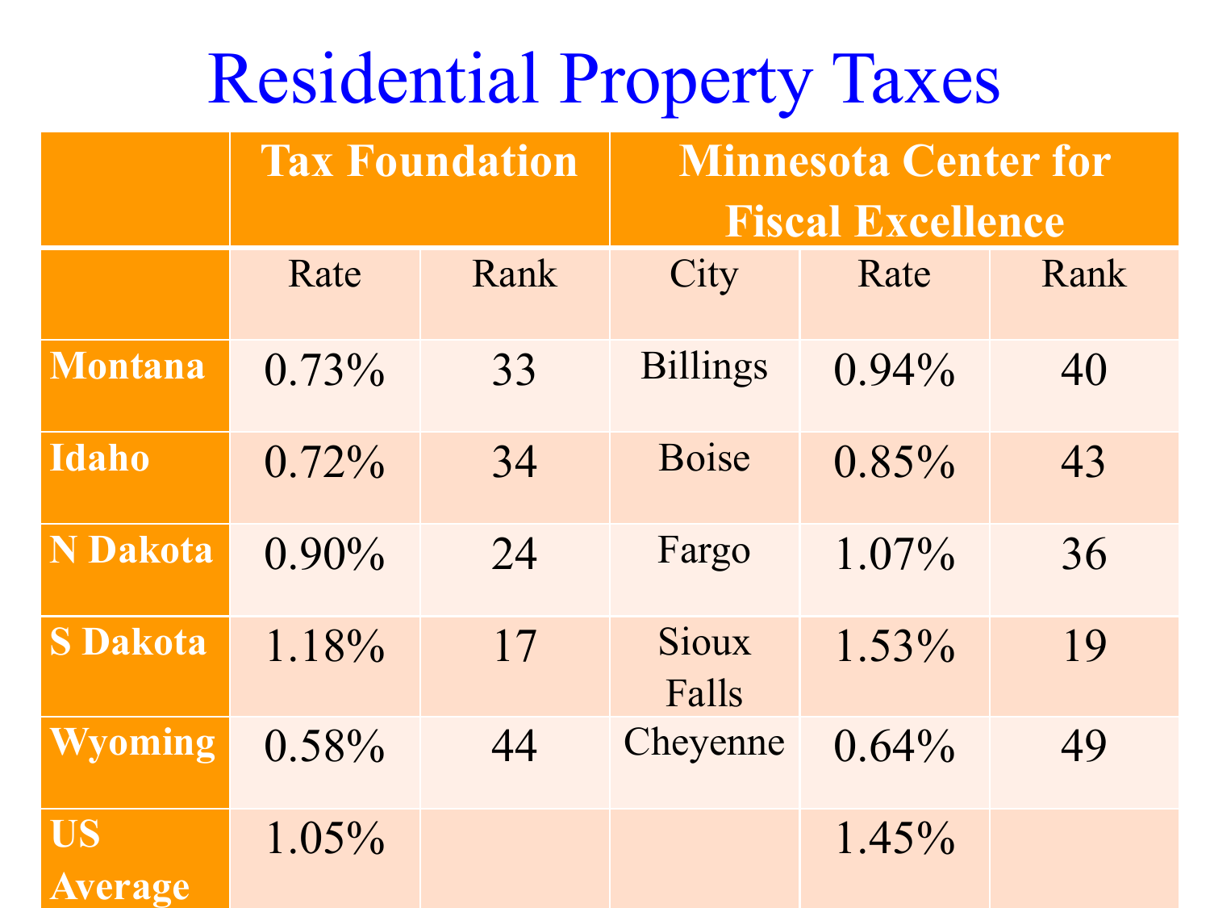# Residential Property Taxes

| | Tax Foundation | | Minnesota Center for Fiscal Excellence | | |
|---|---|---|---|---|---|
| | Rate | Rank | City | Rate | Rank |
| **Montana** | 0.73% | 33 | Billings | 0.94% | 40 |
| **Idaho** | 0.72% | 34 | Boise | 0.85% | 43 |
| **N Dakota** | 0.90% | 24 | Fargo | 1.07% | 36 |
| **S Dakota** | 1.18% | 17 | Sioux Falls | 1.53% | 19 |
| **Wyoming** | 0.58% | 44 | Cheyenne | 0.64% | 49 |
| **US Average** | 1.05% | | | 1.45% | |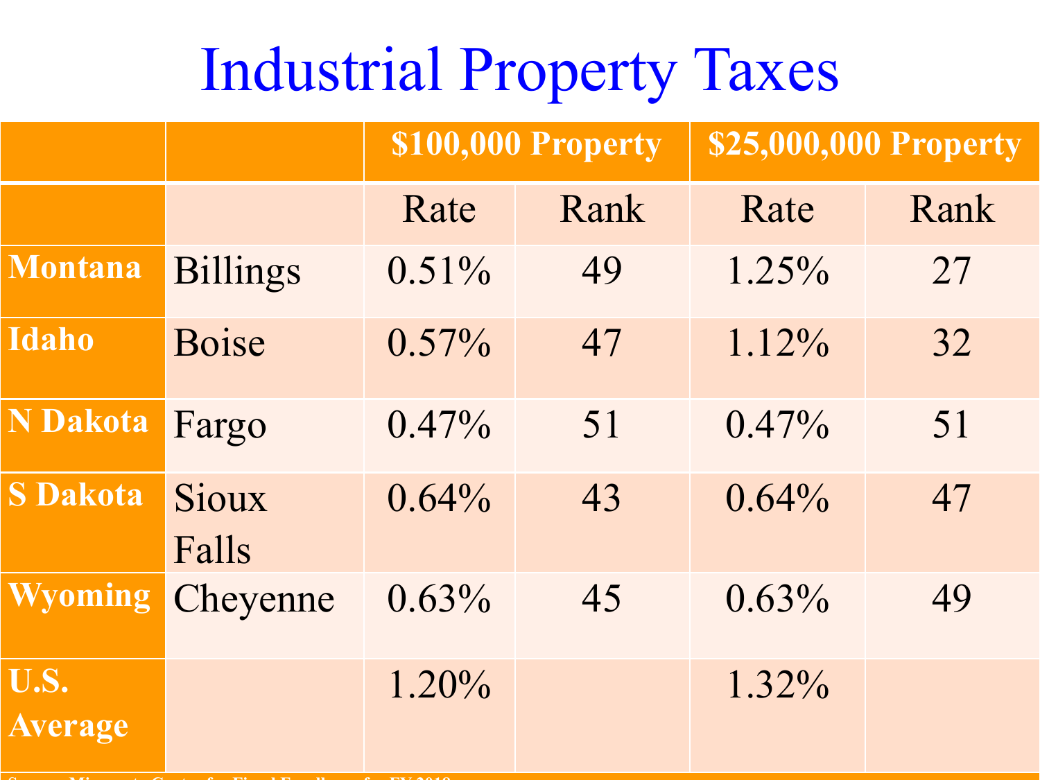# Industrial Property Taxes

| | | $100,000 Property | | $25,000,000 Property | |
|---|---|---|---|---|---|
| | | Rate | Rank | Rate | Rank |
| **Montana** | Billings | 0.51% | 49 | 1.25% | 27 |
| **Idaho** | Boise | 0.57% | 47 | 1.12% | 32 |
| **N Dakota** | Fargo | 0.47% | 51 | 0.47% | 51 |
| **S Dakota** | Sioux Falls | 0.64% | 43 | 0.64% | 47 |
| **Wyoming** | Cheyenne | 0.63% | 45 | 0.63% | 49 |
| **U.S. Average** | | 1.20% | | 1.32% | |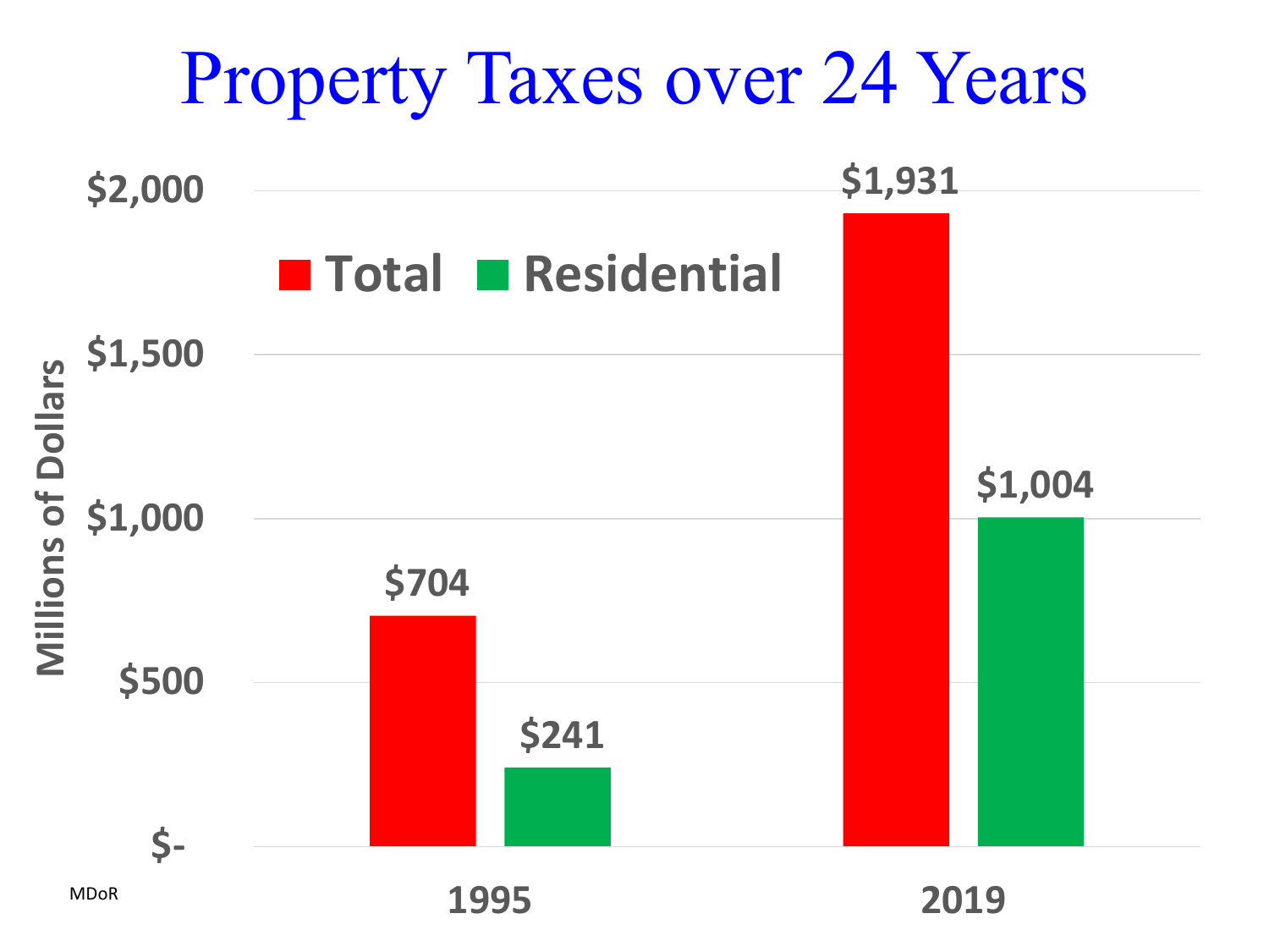# Property Taxes over 24 Years

Millions of Dollars

| Year | Total | Residential |
|---|---|---|
| 1995 | $704 | $241 |
| 2019 | $1,931 | $1,004 |

MDoR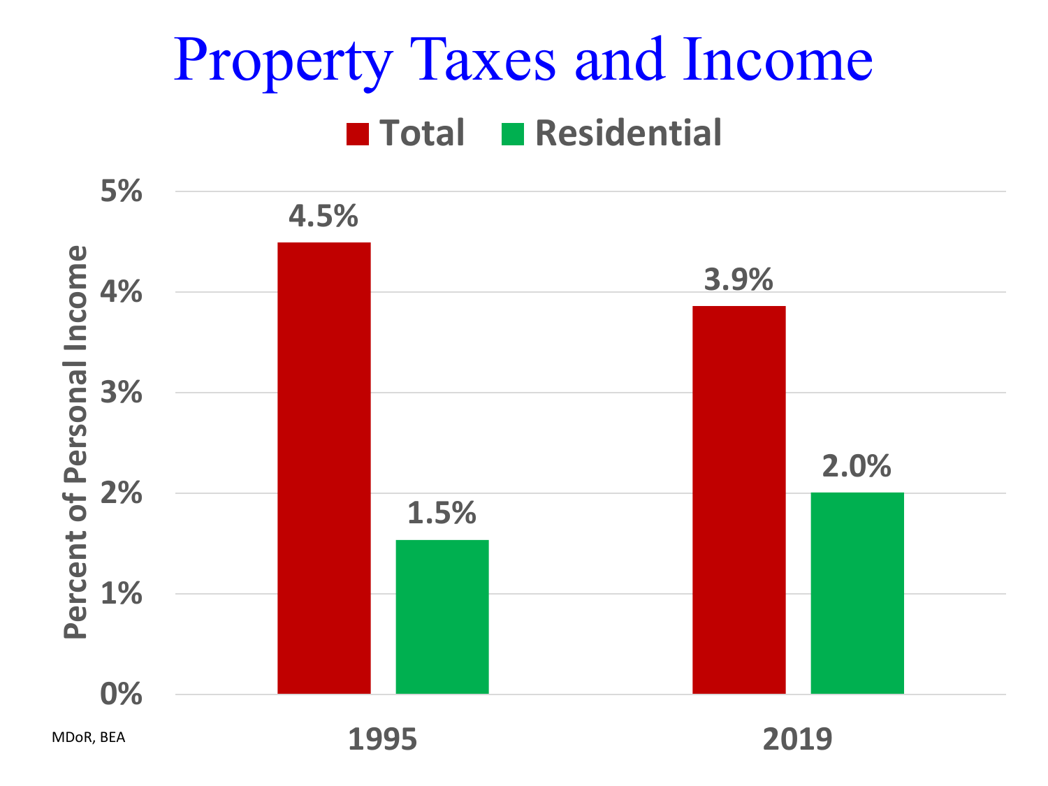# Property Taxes and Income

| | Total | Residential |
|---|---|---|
| 1995 | 4.5% | 1.5% |
| 2019 | 3.9% | 2.0% |

Percent of Personal Income

MDoR, BEA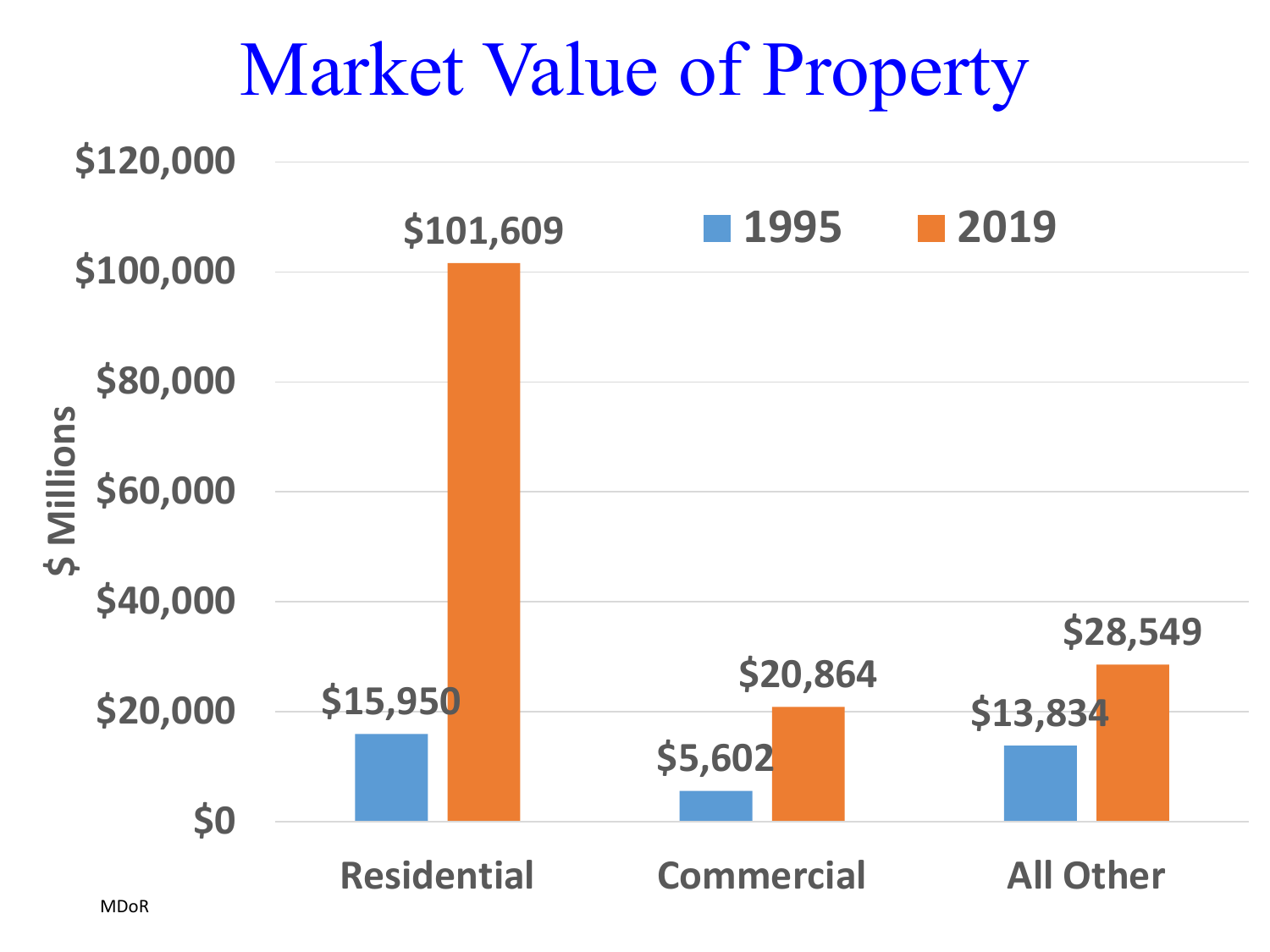# Market Value of Property

| $ Millions | 1995 | 2019 |
| --- | --- | --- |
| Residential | $15,950 | $101,609 |
| Commercial | $5,602 | $20,864 |
| All Other | $13,834 | $28,549 |

MDoR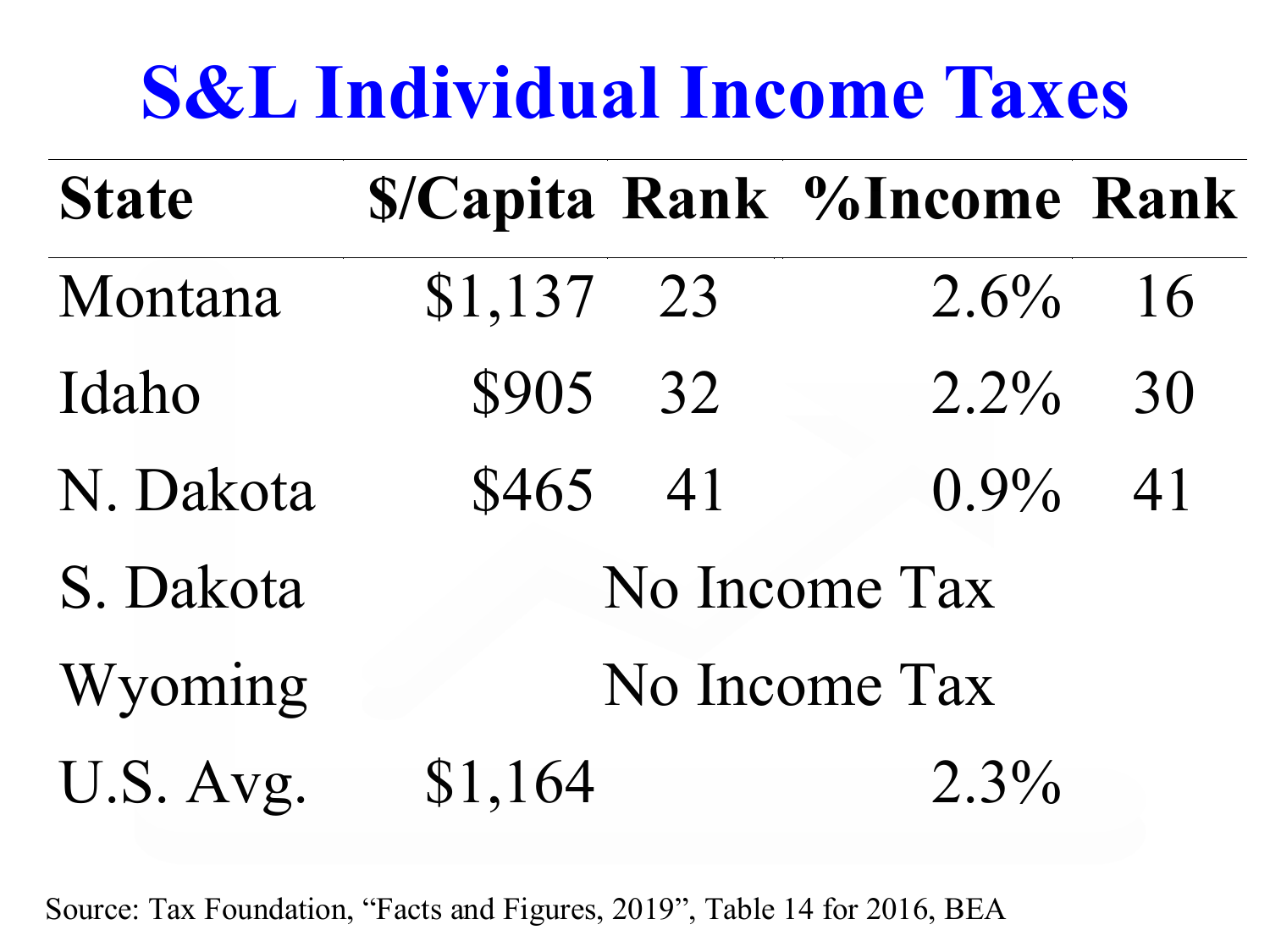# S&L Individual Income Taxes

| State | $/Capita | Rank | %Income | Rank |
|---|---|---|---|---|
| Montana | $1,137 | 23 | 2.6% | 16 |
| Idaho | $905 | 32 | 2.2% | 30 |
| N. Dakota | $465 | 41 | 0.9% | 41 |
| S. Dakota | No Income Tax | | | |
| Wyoming | No Income Tax | | | |
| U.S. Avg. | $1,164 | | 2.3% | |

Source: Tax Foundation, "Facts and Figures, 2019", Table 14 for 2016, BEA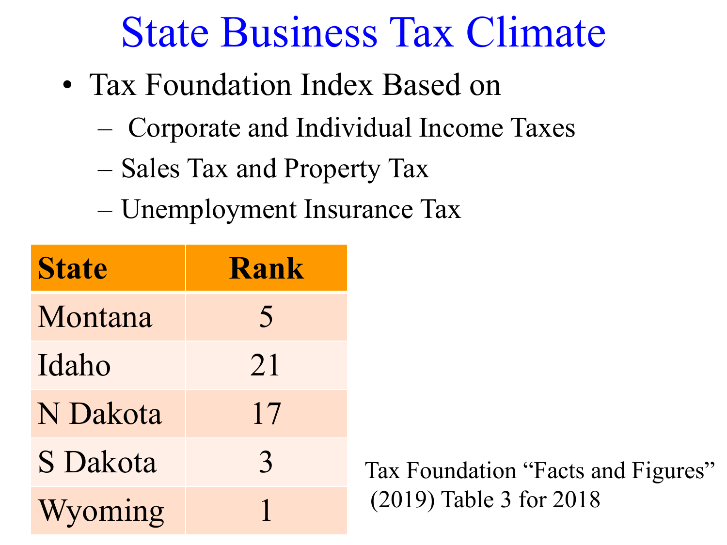# State Business Tax Climate

- Tax Foundation Index Based on
  - Corporate and Individual Income Taxes
  - Sales Tax and Property Tax
  - Unemployment Insurance Tax

| State | Rank |
| --- | --- |
| Montana | 5 |
| Idaho | 21 |
| N Dakota | 17 |
| S Dakota | 3 |
| Wyoming | 1 |

Tax Foundation "Facts and Figures" (2019) Table 3 for 2018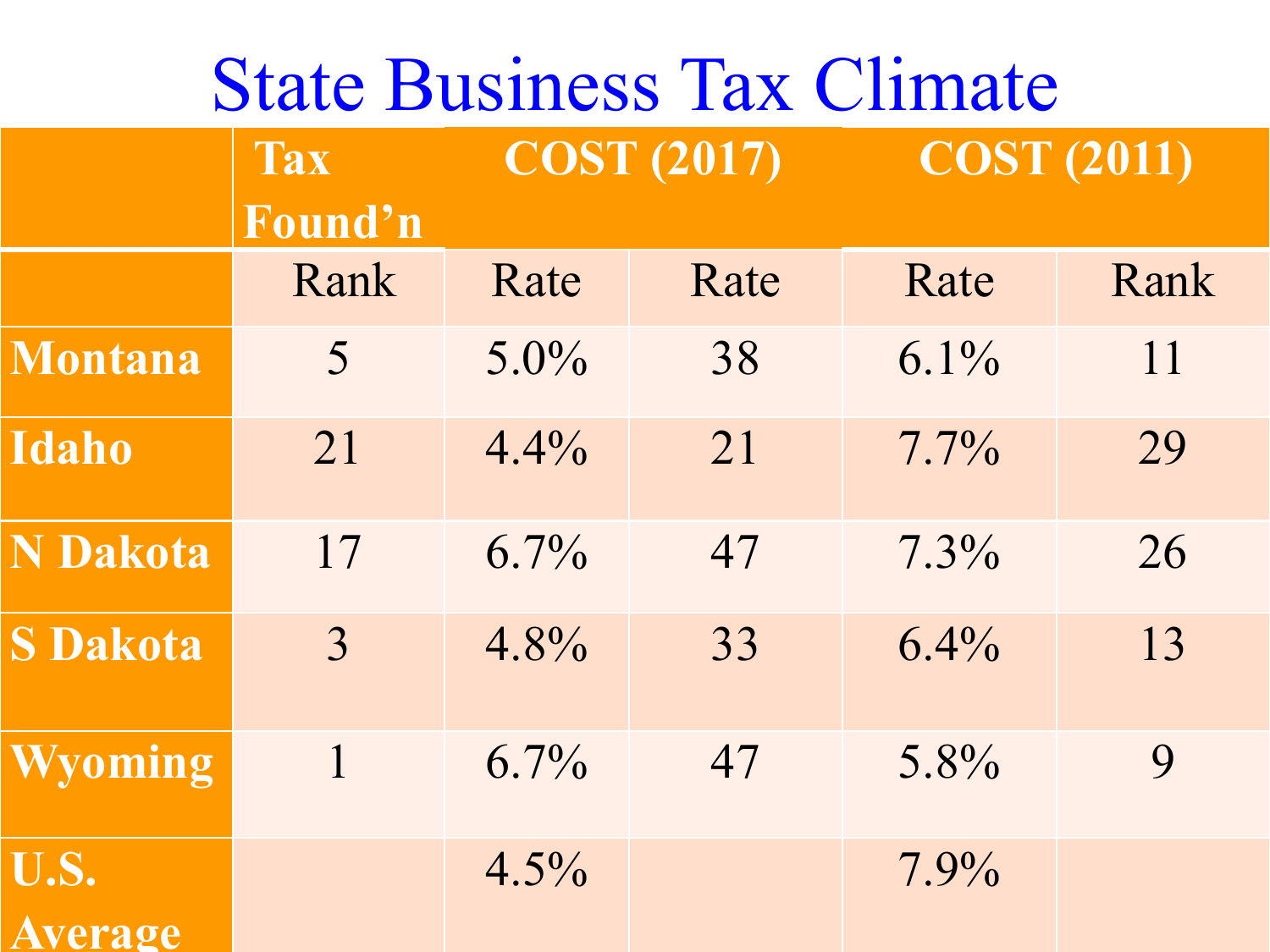# State Business Tax Climate

| | Tax Found'n | COST (2017) | | COST (2011) | |
|---|---|---|---|---|---|
| | Rank | Rate | Rate | Rate | Rank |
| **Montana** | 5 | 5.0% | 38 | 6.1% | 11 |
| **Idaho** | 21 | 4.4% | 21 | 7.7% | 29 |
| **N Dakota** | 17 | 6.7% | 47 | 7.3% | 26 |
| **S Dakota** | 3 | 4.8% | 33 | 6.4% | 13 |
| **Wyoming** | 1 | 6.7% | 47 | 5.8% | 9 |
| **U.S. Average** | | 4.5% | | 7.9% | |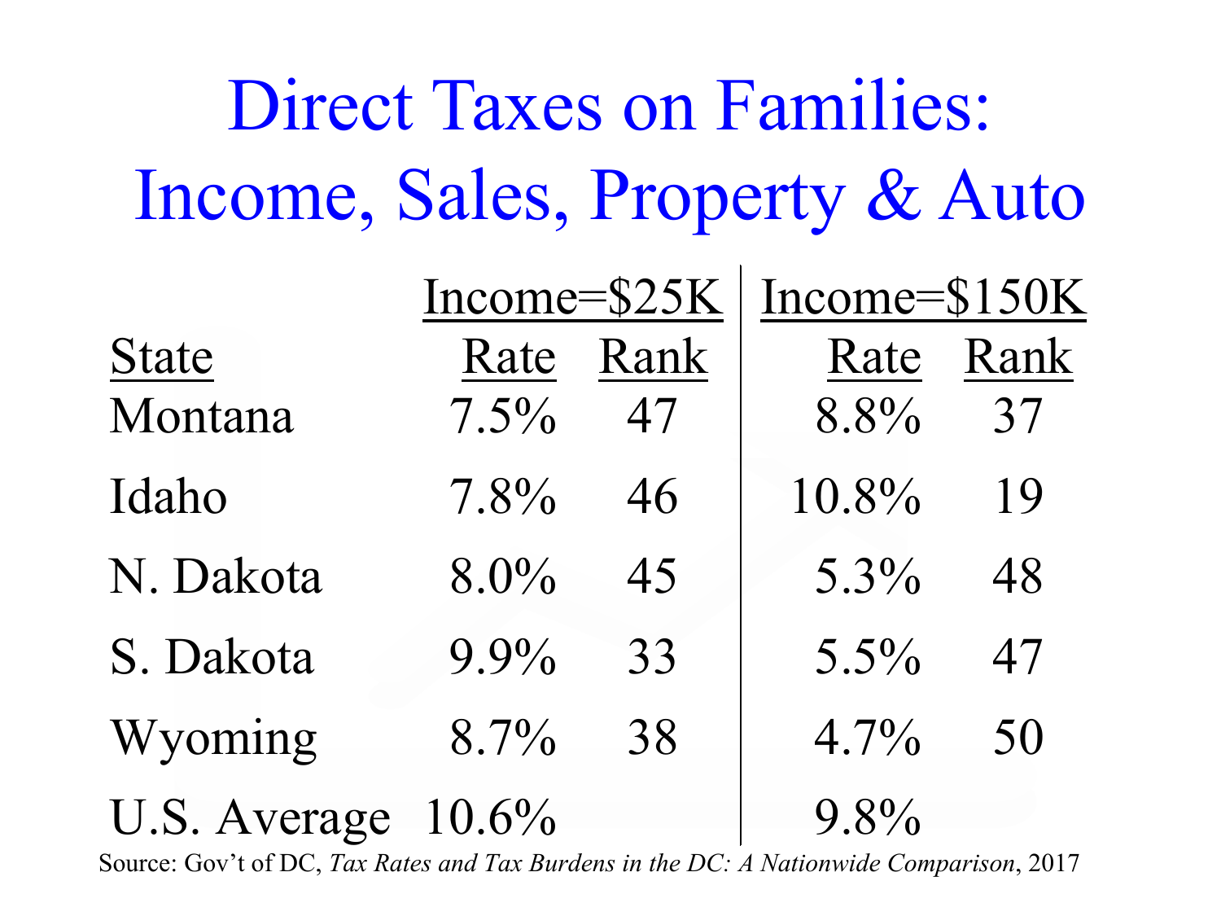# Direct Taxes on Families: Income, Sales, Property & Auto

| State | Income=$25K | | Income=$150K | |
|---|---|---|---|---|
| | Rate | Rank | Rate | Rank |
| Montana | 7.5% | 47 | 8.8% | 37 |
| Idaho | 7.8% | 46 | 10.8% | 19 |
| N. Dakota | 8.0% | 45 | 5.3% | 48 |
| S. Dakota | 9.9% | 33 | 5.5% | 47 |
| Wyoming | 8.7% | 38 | 4.7% | 50 |
| U.S. Average | 10.6% | | 9.8% | |

Source: Gov't of DC, *Tax Rates and Tax Burdens in the DC: A Nationwide Comparison*, 2017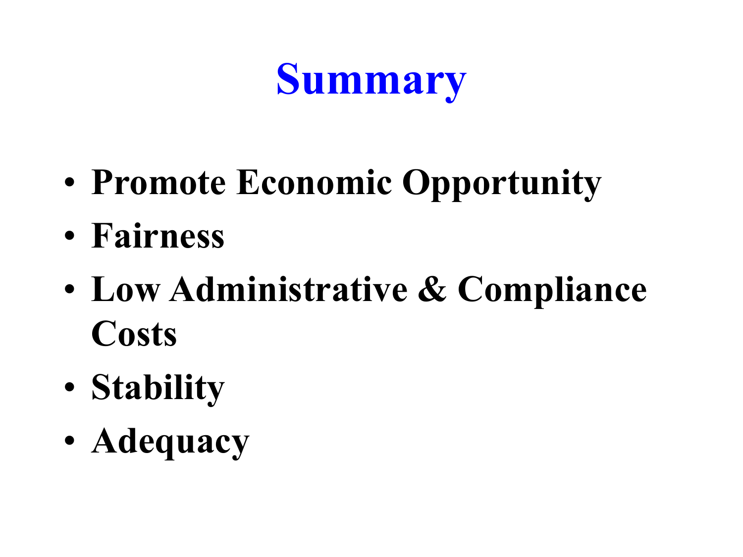# Summary

- **Promote Economic Opportunity**
- **Fairness**
- **Low Administrative & Compliance Costs**
- **Stability**
- **Adequacy**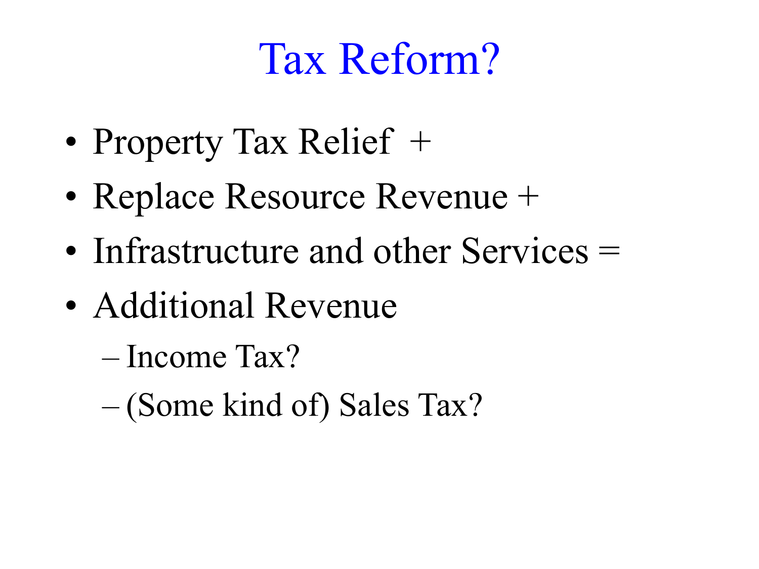# Tax Reform?

- Property Tax Relief +
- Replace Resource Revenue +
- Infrastructure and other Services =
- Additional Revenue
  - Income Tax?
  - (Some kind of) Sales Tax?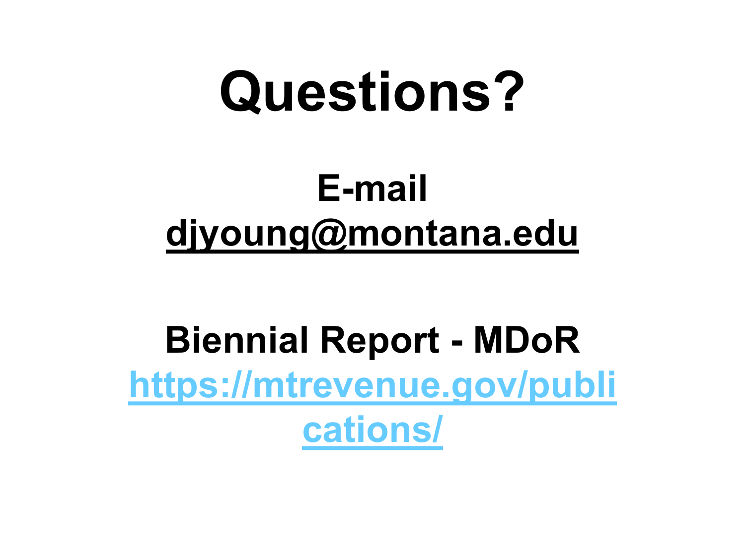# Questions?

**E-mail**

**djyoung@montana.edu**

**Biennial Report - MDoR**

**https://mtrevenue.gov/publications/**